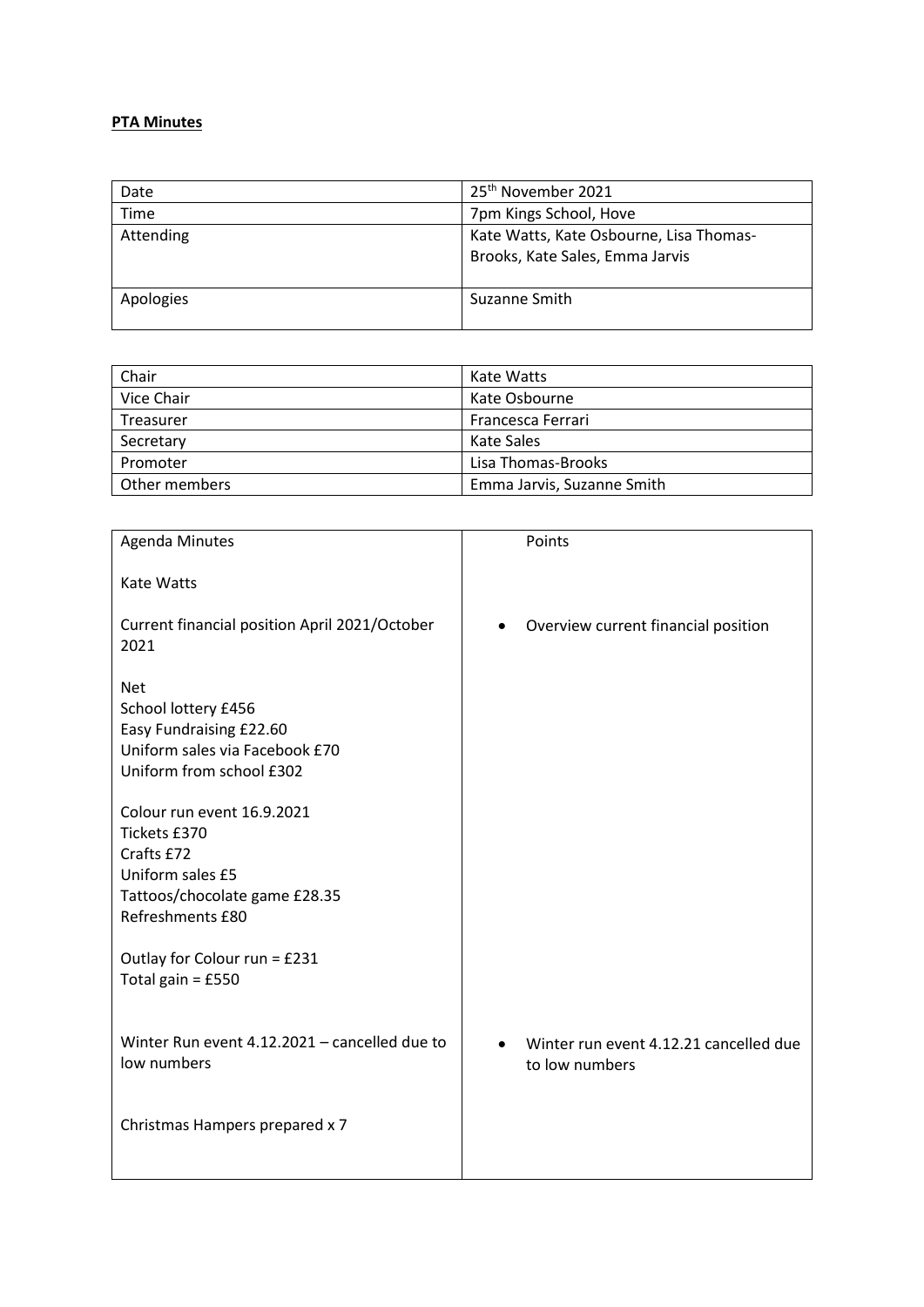**PTA Minutes**

| Date | 25th November 2021 |
| --- | --- |
| Time | 7pm Kings School, Hove |
| Attending | Kate Watts, Kate Osbourne, Lisa Thomas-Brooks, Kate Sales, Emma Jarvis |
| Apologies | Suzanne Smith |

| Chair | Kate Watts |
| --- | --- |
| Vice Chair | Kate Osbourne |
| Treasurer | Francesca Ferrari |
| Secretary | Kate Sales |
| Promoter | Lisa Thomas-Brooks |
| Other members | Emma Jarvis, Suzanne Smith |

| Agenda Minutes | Points |
| --- | --- |
| Kate Watts<br><br>Current financial position April 2021/October 2021<br><br>Net<br>School lottery £456<br>Easy Fundraising £22.60<br>Uniform sales via Facebook £70<br>Uniform from school £302<br><br>Colour run event 16.9.2021<br>Tickets £370<br>Crafts £72<br>Uniform sales £5<br>Tattoos/chocolate game £28.35<br>Refreshments £80<br><br>Outlay for Colour run = £231<br>Total gain = £550 | • Overview current financial position |
| Winter Run event 4.12.2021 – cancelled due to low numbers | • Winter run event 4.12.21 cancelled due to low numbers |
| Christmas Hampers prepared x 7 | |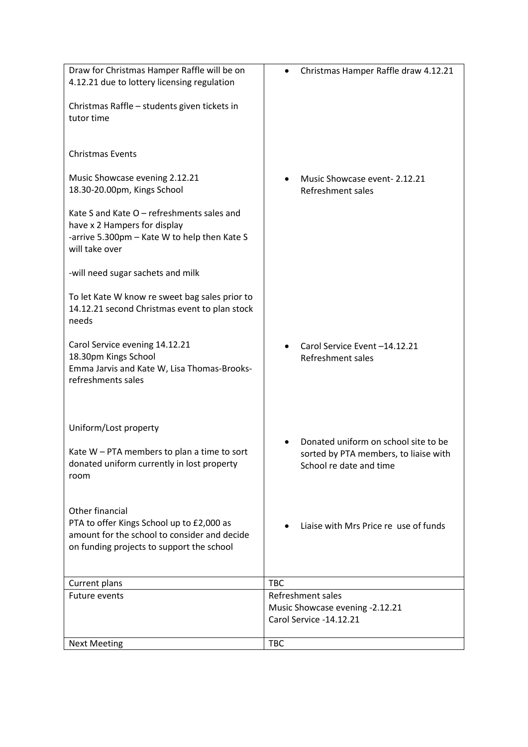| | |
|---|---|
| Draw for Christmas Hamper Raffle will be on 4.12.21 due to lottery licensing regulation<br><br>Christmas Raffle – students given tickets in tutor time<br><br>Christmas Events<br><br>Music Showcase evening 2.12.21<br>18.30-20.00pm, Kings School<br><br>Kate S and Kate O – refreshments sales and have x 2 Hampers for display<br>-arrive 5.300pm – Kate W to help then Kate S will take over<br><br>-will need sugar sachets and milk<br><br>To let Kate W know re sweet bag sales prior to 14.12.21 second Christmas event to plan stock needs<br><br>Carol Service evening 14.12.21<br>18.30pm Kings School<br>Emma Jarvis and Kate W, Lisa Thomas-Brooks- refreshments sales<br><br>Uniform/Lost property<br><br>Kate W – PTA members to plan a time to sort donated uniform currently in lost property room<br><br>Other financial<br>PTA to offer Kings School up to £2,000 as amount for the school to consider and decide on funding projects to support the school | • Christmas Hamper Raffle draw 4.12.21<br><br>• Music Showcase event- 2.12.21 Refreshment sales<br><br>• Carol Service Event –14.12.21 Refreshment sales<br><br>• Donated uniform on school site to be sorted by PTA members, to liaise with School re date and time<br><br>• Liaise with Mrs Price re use of funds |
| Current plans | TBC |
| Future events | Refreshment sales<br>Music Showcase evening -2.12.21<br>Carol Service -14.12.21 |
| Next Meeting | TBC |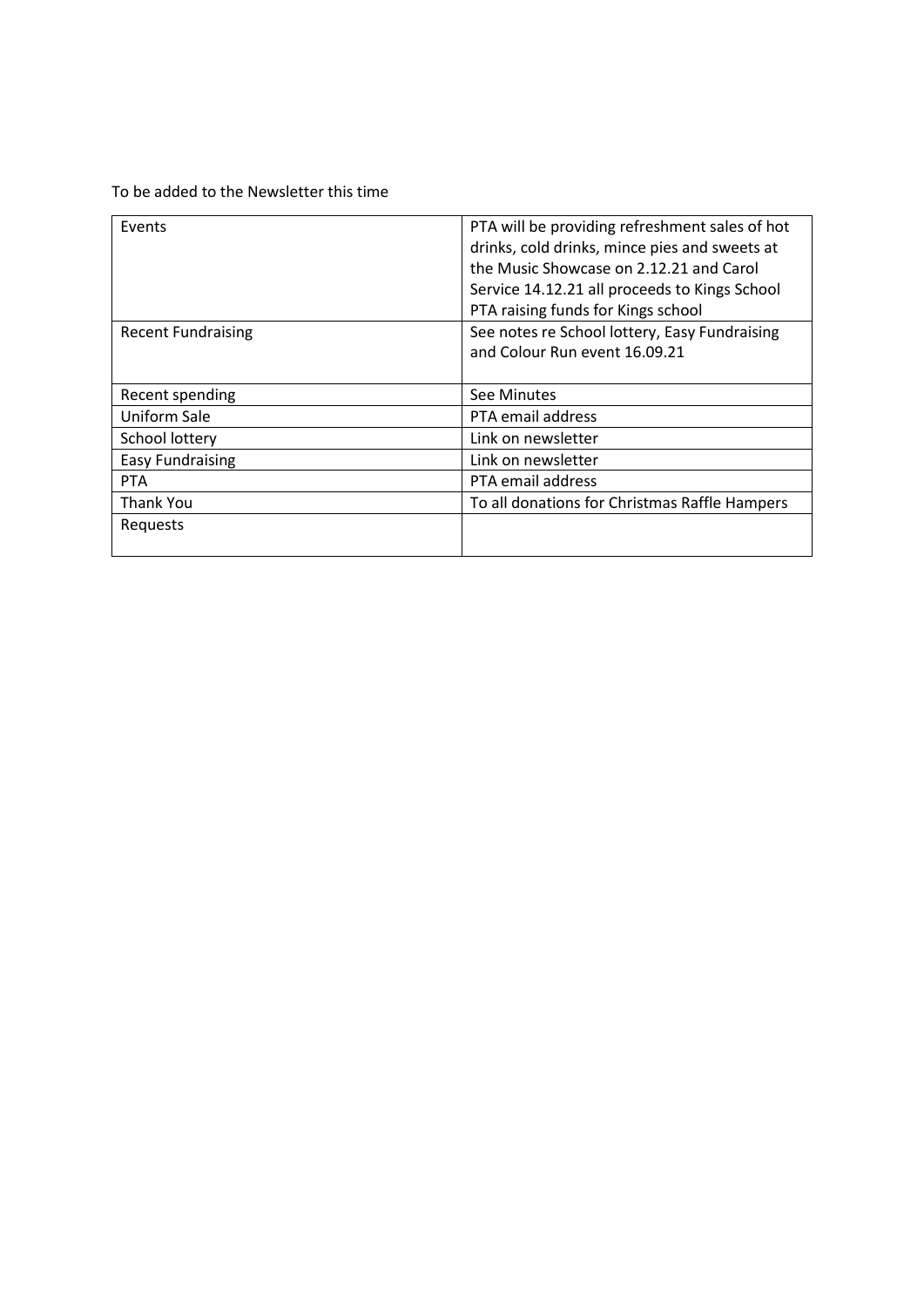To be added to the Newsletter this time

| | |
|---|---|
| Events | PTA will be providing refreshment sales of hot drinks, cold drinks, mince pies and sweets at the Music Showcase on 2.12.21 and Carol Service 14.12.21 all proceeds to Kings School PTA raising funds for Kings school |
| Recent Fundraising | See notes re School lottery, Easy Fundraising and Colour Run event 16.09.21 |
| Recent spending | See Minutes |
| Uniform Sale | PTA email address |
| School lottery | Link on newsletter |
| Easy Fundraising | Link on newsletter |
| PTA | PTA email address |
| Thank You | To all donations for Christmas Raffle Hampers |
| Requests | |